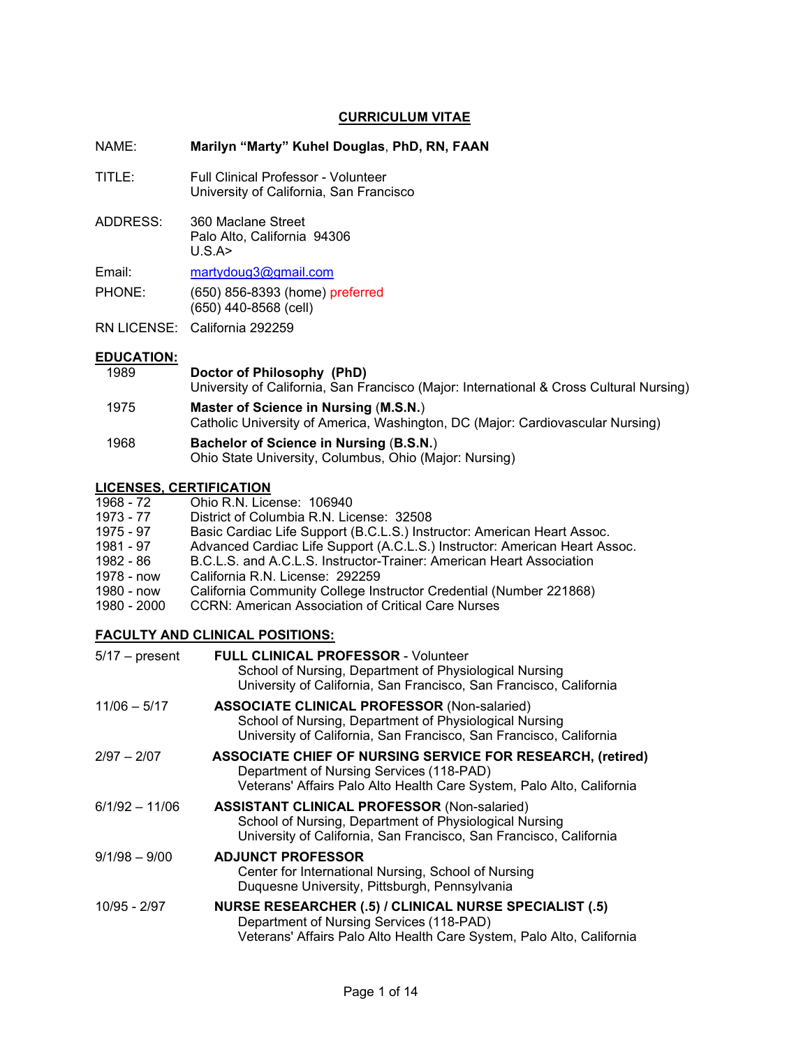# CURRICULUM VITAE

NAME: **Marilyn "Marty" Kuhel Douglas**, **PhD, RN, FAAN**

TITLE: Full Clinical Professor - Volunteer
University of California, San Francisco

ADDRESS: 360 Maclane Street
Palo Alto, California 94306
U.S.A>

Email: martydoug3@gmail.com

PHONE: (650) 856-8393 (home) preferred
(650) 440-8568 (cell)

RN LICENSE: California 292259

## EDUCATION:

1989 **Doctor of Philosophy (PhD)**
University of California, San Francisco (Major: International & Cross Cultural Nursing)

1975 **Master of Science in Nursing** (**M.S.N.**)
Catholic University of America, Washington, DC (Major: Cardiovascular Nursing)

1968 **Bachelor of Science in Nursing** (**B.S.N.**)
Ohio State University, Columbus, Ohio (Major: Nursing)

## LICENSES, CERTIFICATION

| | |
|---|---|
| 1968 - 72 | Ohio R.N. License: 106940 |
| 1973 - 77 | District of Columbia R.N. License: 32508 |
| 1975 - 97 | Basic Cardiac Life Support (B.C.L.S.) Instructor: American Heart Assoc. |
| 1981 - 97 | Advanced Cardiac Life Support (A.C.L.S.) Instructor: American Heart Assoc. |
| 1982 - 86 | B.C.L.S. and A.C.L.S. Instructor-Trainer: American Heart Association |
| 1978 - now | California R.N. License: 292259 |
| 1980 - now | California Community College Instructor Credential (Number 221868) |
| 1980 - 2000 | CCRN: American Association of Critical Care Nurses |

## FACULTY AND CLINICAL POSITIONS:

5/17 – present **FULL CLINICAL PROFESSOR** - Volunteer
School of Nursing, Department of Physiological Nursing
University of California, San Francisco, San Francisco, California

11/06 – 5/17 **ASSOCIATE CLINICAL PROFESSOR** (Non-salaried)
School of Nursing, Department of Physiological Nursing
University of California, San Francisco, San Francisco, California

2/97 – 2/07 **ASSOCIATE CHIEF OF NURSING SERVICE FOR RESEARCH, (retired)**
Department of Nursing Services (118-PAD)
Veterans' Affairs Palo Alto Health Care System, Palo Alto, California

6/1/92 – 11/06 **ASSISTANT CLINICAL PROFESSOR** (Non-salaried)
School of Nursing, Department of Physiological Nursing
University of California, San Francisco, San Francisco, California

9/1/98 – 9/00 **ADJUNCT PROFESSOR**
Center for International Nursing, School of Nursing
Duquesne University, Pittsburgh, Pennsylvania

10/95 - 2/97 **NURSE RESEARCHER (.5) / CLINICAL NURSE SPECIALIST (.5)**
Department of Nursing Services (118-PAD)
Veterans' Affairs Palo Alto Health Care System, Palo Alto, California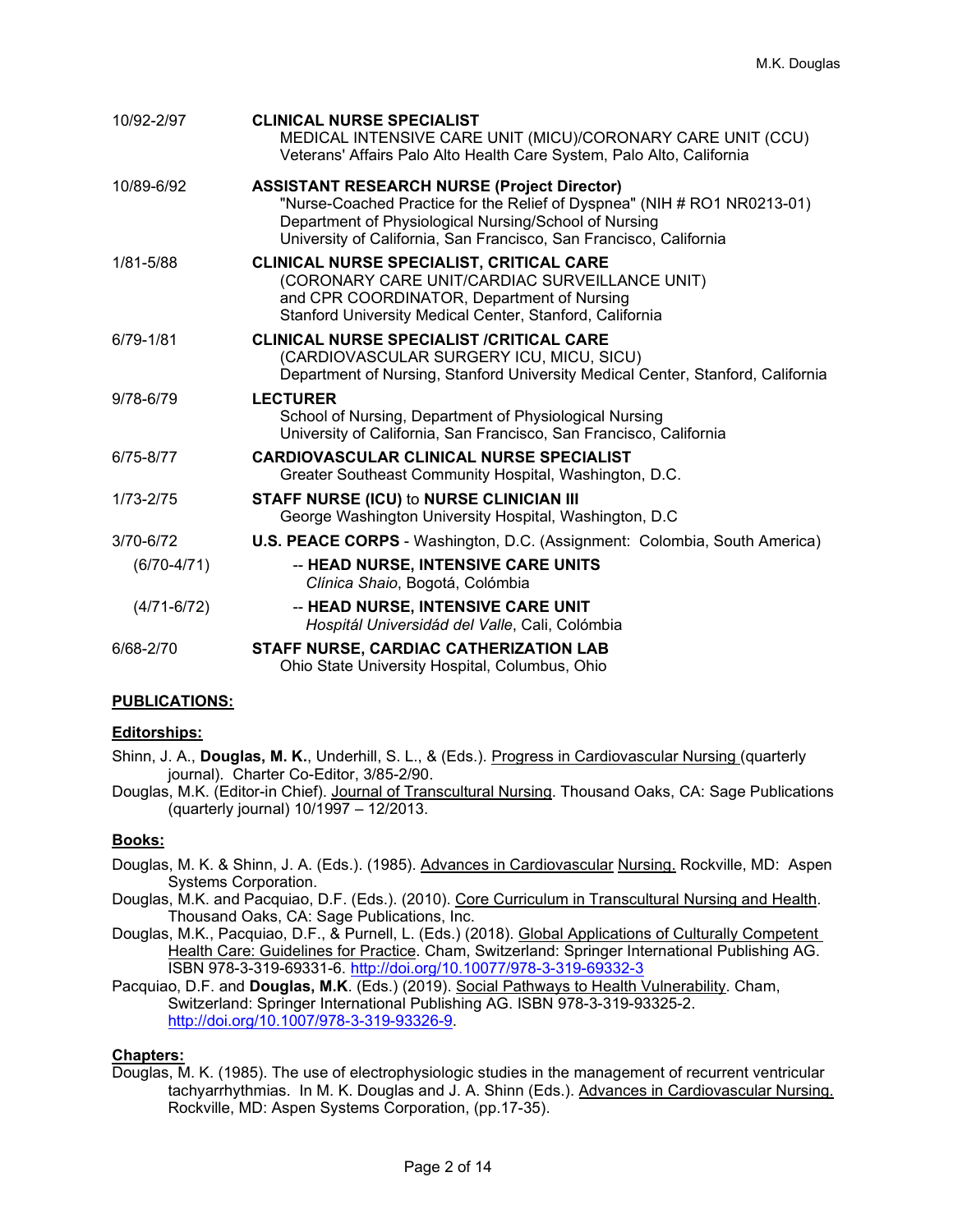10/92-2/97 **CLINICAL NURSE SPECIALIST**
MEDICAL INTENSIVE CARE UNIT (MICU)/CORONARY CARE UNIT (CCU)
Veterans' Affairs Palo Alto Health Care System, Palo Alto, California

10/89-6/92 **ASSISTANT RESEARCH NURSE (Project Director)**
"Nurse-Coached Practice for the Relief of Dyspnea" (NIH # RO1 NR0213-01)
Department of Physiological Nursing/School of Nursing
University of California, San Francisco, San Francisco, California

1/81-5/88 **CLINICAL NURSE SPECIALIST, CRITICAL CARE**
(CORONARY CARE UNIT/CARDIAC SURVEILLANCE UNIT)
and CPR COORDINATOR, Department of Nursing
Stanford University Medical Center, Stanford, California

6/79-1/81 **CLINICAL NURSE SPECIALIST /CRITICAL CARE**
(CARDIOVASCULAR SURGERY ICU, MICU, SICU)
Department of Nursing, Stanford University Medical Center, Stanford, California

9/78-6/79 **LECTURER**
School of Nursing, Department of Physiological Nursing
University of California, San Francisco, San Francisco, California

6/75-8/77 **CARDIOVASCULAR CLINICAL NURSE SPECIALIST**
Greater Southeast Community Hospital, Washington, D.C.

1/73-2/75 **STAFF NURSE (ICU)** to **NURSE CLINICIAN III**
George Washington University Hospital, Washington, D.C

3/70-6/72 **U.S. PEACE CORPS** - Washington, D.C. (Assignment: Colombia, South America)

(6/70-4/71) -- **HEAD NURSE, INTENSIVE CARE UNITS**
*Clínica Shaio*, Bogotá, Colómbia

(4/71-6/72) -- **HEAD NURSE, INTENSIVE CARE UNIT**
*Hospitál Universidád del Valle*, Cali, Colómbia

6/68-2/70 **STAFF NURSE, CARDIAC CATHERIZATION LAB**
Ohio State University Hospital, Columbus, Ohio

**PUBLICATIONS:**

**Editorships:**

Shinn, J. A., **Douglas, M. K.**, Underhill, S. L., & (Eds.). Progress in Cardiovascular Nursing (quarterly journal). Charter Co-Editor, 3/85-2/90.

Douglas, M.K. (Editor-in Chief). Journal of Transcultural Nursing. Thousand Oaks, CA: Sage Publications (quarterly journal) 10/1997 – 12/2013.

**Books:**

Douglas, M. K. & Shinn, J. A. (Eds.). (1985). Advances in Cardiovascular Nursing. Rockville, MD: Aspen Systems Corporation.

Douglas, M.K. and Pacquiao, D.F. (Eds.). (2010). Core Curriculum in Transcultural Nursing and Health. Thousand Oaks, CA: Sage Publications, Inc.

Douglas, M.K., Pacquiao, D.F., & Purnell, L. (Eds.) (2018). Global Applications of Culturally Competent Health Care: Guidelines for Practice. Cham, Switzerland: Springer International Publishing AG. ISBN 978-3-319-69331-6. http://doi.org/10.10077/978-3-319-69332-3

Pacquiao, D.F. and **Douglas, M.K**. (Eds.) (2019). Social Pathways to Health Vulnerability. Cham, Switzerland: Springer International Publishing AG. ISBN 978-3-319-93325-2. http://doi.org/10.1007/978-3-319-93326-9.

**Chapters:**

Douglas, M. K. (1985). The use of electrophysiologic studies in the management of recurrent ventricular tachyarrhythmias. In M. K. Douglas and J. A. Shinn (Eds.). Advances in Cardiovascular Nursing. Rockville, MD: Aspen Systems Corporation, (pp.17-35).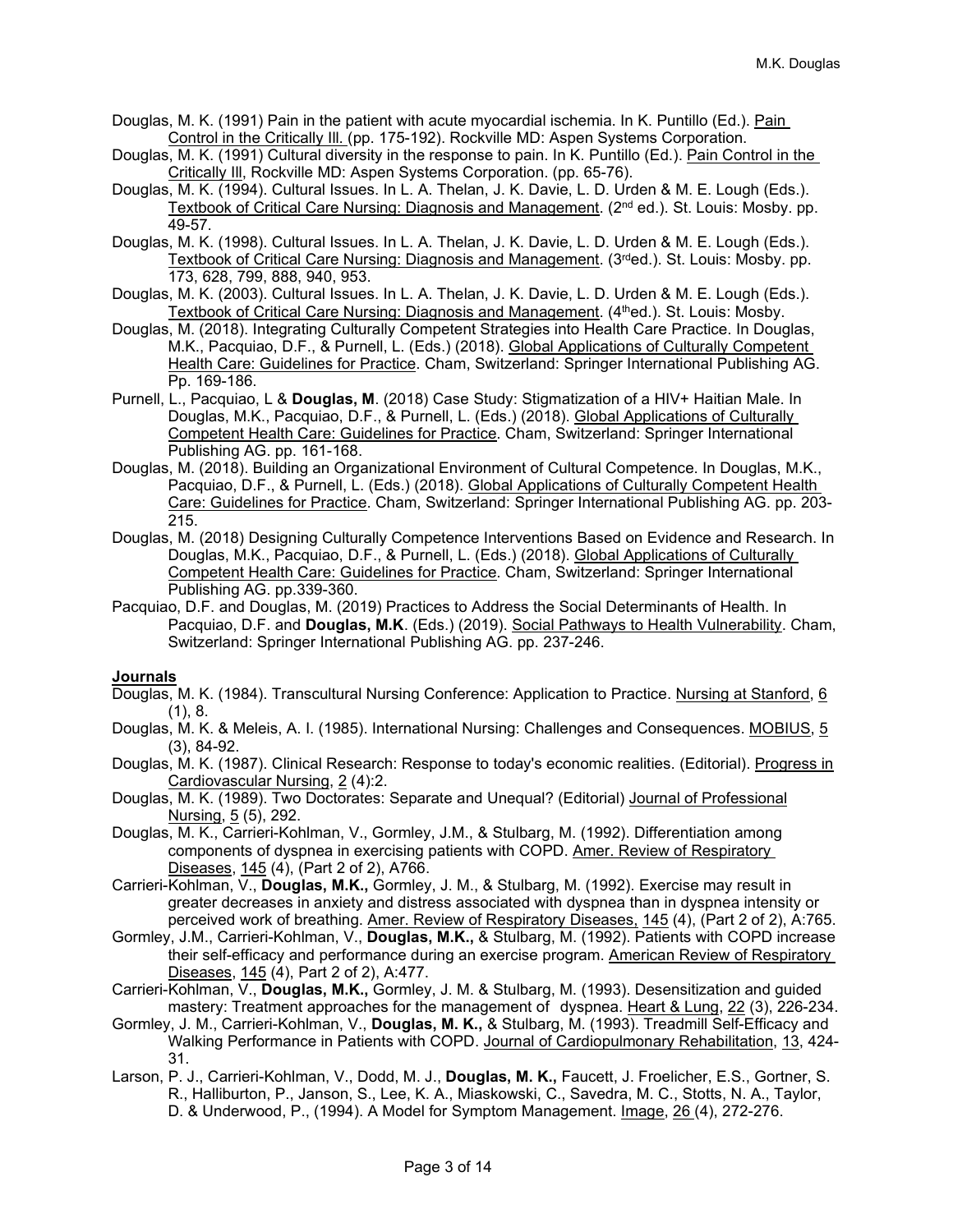Douglas, M. K. (1991) Pain in the patient with acute myocardial ischemia. In K. Puntillo (Ed.). Pain Control in the Critically Ill. (pp. 175-192). Rockville MD: Aspen Systems Corporation.

Douglas, M. K. (1991) Cultural diversity in the response to pain. In K. Puntillo (Ed.). Pain Control in the Critically Ill, Rockville MD: Aspen Systems Corporation. (pp. 65-76).

Douglas, M. K. (1994). Cultural Issues. In L. A. Thelan, J. K. Davie, L. D. Urden & M. E. Lough (Eds.). Textbook of Critical Care Nursing: Diagnosis and Management. (2nd ed.). St. Louis: Mosby. pp. 49-57.

Douglas, M. K. (1998). Cultural Issues. In L. A. Thelan, J. K. Davie, L. D. Urden & M. E. Lough (Eds.). Textbook of Critical Care Nursing: Diagnosis and Management. (3rded.). St. Louis: Mosby. pp. 173, 628, 799, 888, 940, 953.

Douglas, M. K. (2003). Cultural Issues. In L. A. Thelan, J. K. Davie, L. D. Urden & M. E. Lough (Eds.). Textbook of Critical Care Nursing: Diagnosis and Management. (4thed.). St. Louis: Mosby.

Douglas, M. (2018). Integrating Culturally Competent Strategies into Health Care Practice. In Douglas, M.K., Pacquiao, D.F., & Purnell, L. (Eds.) (2018). Global Applications of Culturally Competent Health Care: Guidelines for Practice. Cham, Switzerland: Springer International Publishing AG. Pp. 169-186.

Purnell, L., Pacquiao, L & **Douglas, M**. (2018) Case Study: Stigmatization of a HIV+ Haitian Male. In Douglas, M.K., Pacquiao, D.F., & Purnell, L. (Eds.) (2018). Global Applications of Culturally Competent Health Care: Guidelines for Practice. Cham, Switzerland: Springer International Publishing AG. pp. 161-168.

Douglas, M. (2018). Building an Organizational Environment of Cultural Competence. In Douglas, M.K., Pacquiao, D.F., & Purnell, L. (Eds.) (2018). Global Applications of Culturally Competent Health Care: Guidelines for Practice. Cham, Switzerland: Springer International Publishing AG. pp. 203-215.

Douglas, M. (2018) Designing Culturally Competence Interventions Based on Evidence and Research. In Douglas, M.K., Pacquiao, D.F., & Purnell, L. (Eds.) (2018). Global Applications of Culturally Competent Health Care: Guidelines for Practice. Cham, Switzerland: Springer International Publishing AG. pp.339-360.

Pacquiao, D.F. and Douglas, M. (2019) Practices to Address the Social Determinants of Health. In Pacquiao, D.F. and **Douglas, M.K**. (Eds.) (2019). Social Pathways to Health Vulnerability. Cham, Switzerland: Springer International Publishing AG. pp. 237-246.

**Journals**

Douglas, M. K. (1984). Transcultural Nursing Conference: Application to Practice. Nursing at Stanford, 6 (1), 8.

Douglas, M. K. & Meleis, A. I. (1985). International Nursing: Challenges and Consequences. MOBIUS, 5 (3), 84-92.

Douglas, M. K. (1987). Clinical Research: Response to today's economic realities. (Editorial). Progress in Cardiovascular Nursing, 2 (4):2.

Douglas, M. K. (1989). Two Doctorates: Separate and Unequal? (Editorial) Journal of Professional Nursing, 5 (5), 292.

Douglas, M. K., Carrieri-Kohlman, V., Gormley, J.M., & Stulbarg, M. (1992). Differentiation among components of dyspnea in exercising patients with COPD. Amer. Review of Respiratory Diseases, 145 (4), (Part 2 of 2), A766.

Carrieri-Kohlman, V., **Douglas, M.K.,** Gormley, J. M., & Stulbarg, M. (1992). Exercise may result in greater decreases in anxiety and distress associated with dyspnea than in dyspnea intensity or perceived work of breathing. Amer. Review of Respiratory Diseases, 145 (4), (Part 2 of 2), A:765.

Gormley, J.M., Carrieri-Kohlman, V., **Douglas, M.K.,** & Stulbarg, M. (1992). Patients with COPD increase their self-efficacy and performance during an exercise program. American Review of Respiratory Diseases, 145 (4), Part 2 of 2), A:477.

Carrieri-Kohlman, V., **Douglas, M.K.,** Gormley, J. M. & Stulbarg, M. (1993). Desensitization and guided mastery: Treatment approaches for the management of dyspnea. Heart & Lung, 22 (3), 226-234.

Gormley, J. M., Carrieri-Kohlman, V., **Douglas, M. K.,** & Stulbarg, M. (1993). Treadmill Self-Efficacy and Walking Performance in Patients with COPD. Journal of Cardiopulmonary Rehabilitation, 13, 424-31.

Larson, P. J., Carrieri-Kohlman, V., Dodd, M. J., **Douglas, M. K.,** Faucett, J. Froelicher, E.S., Gortner, S. R., Halliburton, P., Janson, S., Lee, K. A., Miaskowski, C., Savedra, M. C., Stotts, N. A., Taylor, D. & Underwood, P., (1994). A Model for Symptom Management. Image, 26 (4), 272-276.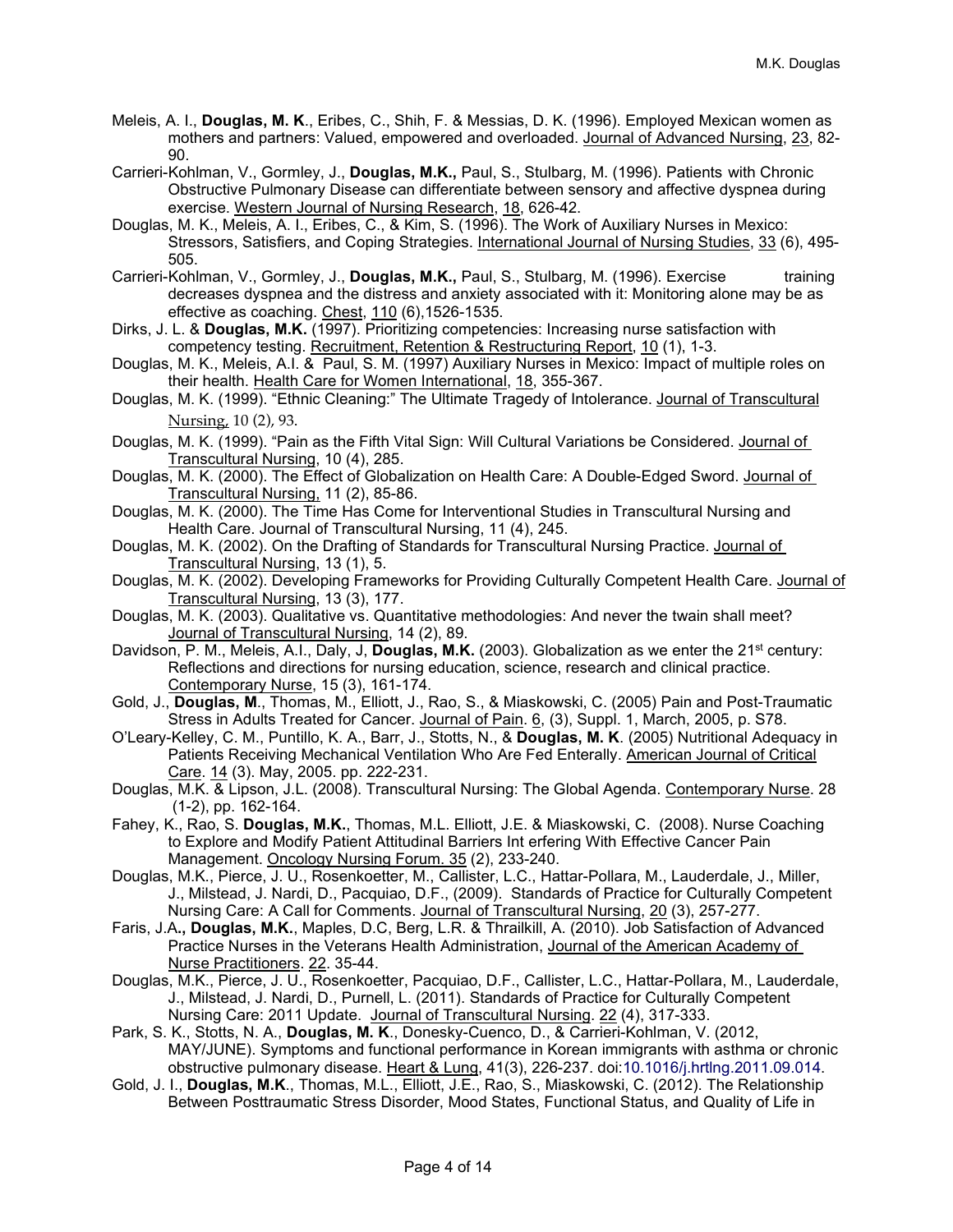Meleis, A. I., **Douglas, M. K**., Eribes, C., Shih, F. & Messias, D. K. (1996). Employed Mexican women as mothers and partners: Valued, empowered and overloaded. Journal of Advanced Nursing, 23, 82-90.

Carrieri-Kohlman, V., Gormley, J., **Douglas, M.K.,** Paul, S., Stulbarg, M. (1996). Patients with Chronic Obstructive Pulmonary Disease can differentiate between sensory and affective dyspnea during exercise. Western Journal of Nursing Research, 18, 626-42.

Douglas, M. K., Meleis, A. I., Eribes, C., & Kim, S. (1996). The Work of Auxiliary Nurses in Mexico: Stressors, Satisfiers, and Coping Strategies. International Journal of Nursing Studies, 33 (6), 495-505.

Carrieri-Kohlman, V., Gormley, J., **Douglas, M.K.,** Paul, S., Stulbarg, M. (1996). Exercise training decreases dyspnea and the distress and anxiety associated with it: Monitoring alone may be as effective as coaching. Chest, 110 (6),1526-1535.

Dirks, J. L. & **Douglas, M.K.** (1997). Prioritizing competencies: Increasing nurse satisfaction with competency testing. Recruitment, Retention & Restructuring Report, 10 (1), 1-3.

Douglas, M. K., Meleis, A.I. & Paul, S. M. (1997) Auxiliary Nurses in Mexico: Impact of multiple roles on their health. Health Care for Women International, 18, 355-367.

Douglas, M. K. (1999). "Ethnic Cleaning:" The Ultimate Tragedy of Intolerance. Journal of Transcultural Nursing, 10 (2), 93.

Douglas, M. K. (1999). "Pain as the Fifth Vital Sign: Will Cultural Variations be Considered. Journal of Transcultural Nursing, 10 (4), 285.

Douglas, M. K. (2000). The Effect of Globalization on Health Care: A Double-Edged Sword. Journal of Transcultural Nursing, 11 (2), 85-86.

Douglas, M. K. (2000). The Time Has Come for Interventional Studies in Transcultural Nursing and Health Care. Journal of Transcultural Nursing, 11 (4), 245.

Douglas, M. K. (2002). On the Drafting of Standards for Transcultural Nursing Practice. Journal of Transcultural Nursing, 13 (1), 5.

Douglas, M. K. (2002). Developing Frameworks for Providing Culturally Competent Health Care. Journal of Transcultural Nursing, 13 (3), 177.

Douglas, M. K. (2003). Qualitative vs. Quantitative methodologies: And never the twain shall meet? Journal of Transcultural Nursing, 14 (2), 89.

Davidson, P. M., Meleis, A.I., Daly, J, **Douglas, M.K.** (2003). Globalization as we enter the 21st century: Reflections and directions for nursing education, science, research and clinical practice. Contemporary Nurse, 15 (3), 161-174.

Gold, J., **Douglas, M**., Thomas, M., Elliott, J., Rao, S., & Miaskowski, C. (2005) Pain and Post-Traumatic Stress in Adults Treated for Cancer. Journal of Pain. 6, (3), Suppl. 1, March, 2005, p. S78.

O'Leary-Kelley, C. M., Puntillo, K. A., Barr, J., Stotts, N., & **Douglas, M. K**. (2005) Nutritional Adequacy in Patients Receiving Mechanical Ventilation Who Are Fed Enterally. American Journal of Critical Care. 14 (3). May, 2005. pp. 222-231.

Douglas, M.K. & Lipson, J.L. (2008). Transcultural Nursing: The Global Agenda. Contemporary Nurse. 28 (1-2), pp. 162-164.

Fahey, K., Rao, S. **Douglas, M.K.**, Thomas, M.L. Elliott, J.E. & Miaskowski, C. (2008). Nurse Coaching to Explore and Modify Patient Attitudinal Barriers Int erfering With Effective Cancer Pain Management. Oncology Nursing Forum. 35 (2), 233-240.

Douglas, M.K., Pierce, J. U., Rosenkoetter, M., Callister, L.C., Hattar-Pollara, M., Lauderdale, J., Miller, J., Milstead, J. Nardi, D., Pacquiao, D.F., (2009). Standards of Practice for Culturally Competent Nursing Care: A Call for Comments. Journal of Transcultural Nursing, 20 (3), 257-277.

Faris, J.A**., Douglas, M.K.**, Maples, D.C, Berg, L.R. & Thrailkill, A. (2010). Job Satisfaction of Advanced Practice Nurses in the Veterans Health Administration, Journal of the American Academy of Nurse Practitioners. 22. 35-44.

Douglas, M.K., Pierce, J. U., Rosenkoetter, Pacquiao, D.F., Callister, L.C., Hattar-Pollara, M., Lauderdale, J., Milstead, J. Nardi, D., Purnell, L. (2011). Standards of Practice for Culturally Competent Nursing Care: 2011 Update. Journal of Transcultural Nursing. 22 (4), 317-333.

Park, S. K., Stotts, N. A., **Douglas, M. K**., Donesky-Cuenco, D., & Carrieri-Kohlman, V. (2012, MAY/JUNE). Symptoms and functional performance in Korean immigrants with asthma or chronic obstructive pulmonary disease. Heart & Lung, 41(3), 226-237. doi:10.1016/j.hrtlng.2011.09.014.

Gold, J. I., **Douglas, M.K**., Thomas, M.L., Elliott, J.E., Rao, S., Miaskowski, C. (2012). The Relationship Between Posttraumatic Stress Disorder, Mood States, Functional Status, and Quality of Life in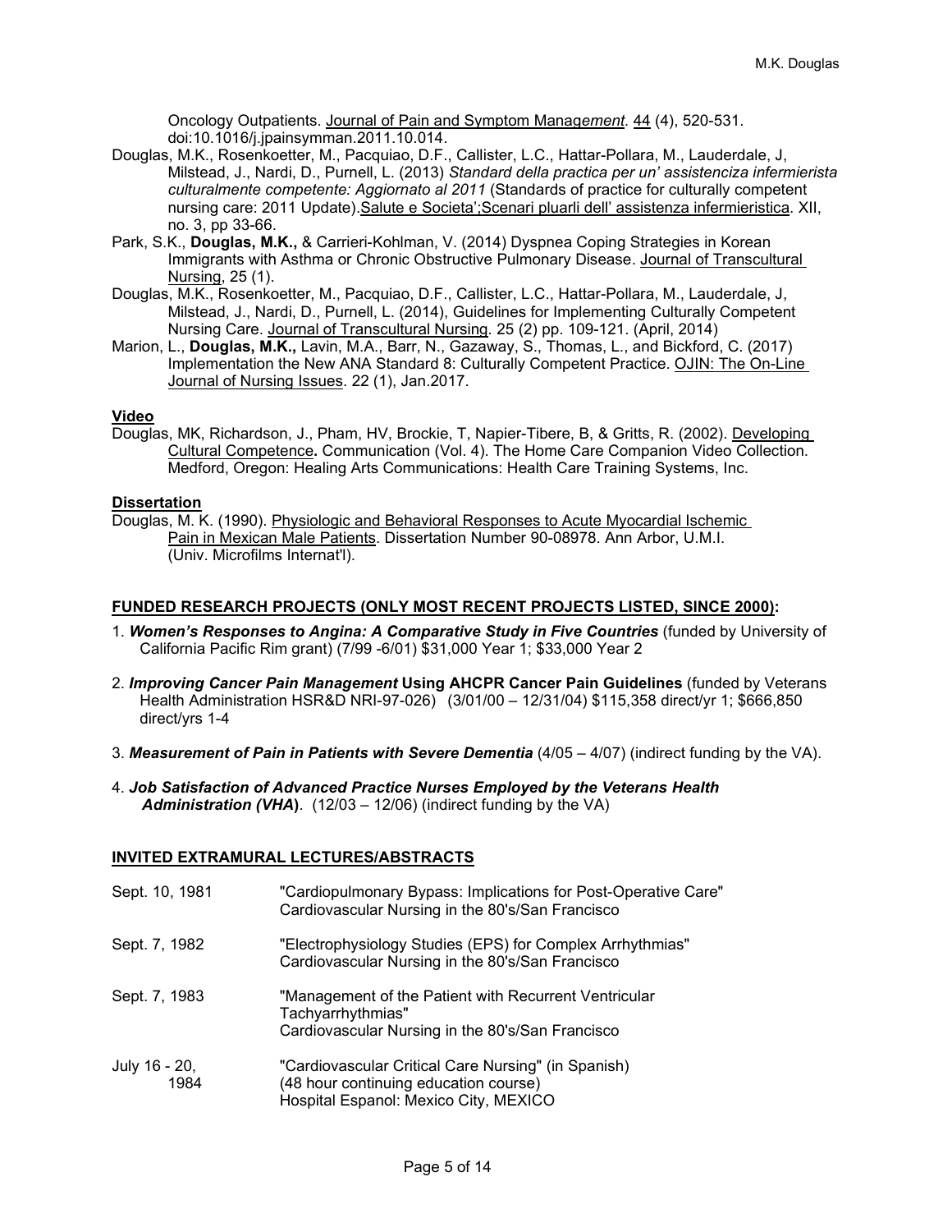Oncology Outpatients. Journal of Pain and Symptom Management. 44 (4), 520-531. doi:10.1016/j.jpainsymman.2011.10.014.

Douglas, M.K., Rosenkoetter, M., Pacquiao, D.F., Callister, L.C., Hattar-Pollara, M., Lauderdale, J, Milstead, J., Nardi, D., Purnell, L. (2013) *Standard della practica per un' assistenciza infermierista culturalmente competente: Aggiornato al 2011* (Standards of practice for culturally competent nursing care: 2011 Update).Salute e Societa';Scenari pluarli dell' assistenza infermieristica. XII, no. 3, pp 33-66.

Park, S.K., **Douglas, M.K.,** & Carrieri-Kohlman, V. (2014) Dyspnea Coping Strategies in Korean Immigrants with Asthma or Chronic Obstructive Pulmonary Disease. Journal of Transcultural Nursing, 25 (1).

Douglas, M.K., Rosenkoetter, M., Pacquiao, D.F., Callister, L.C., Hattar-Pollara, M., Lauderdale, J, Milstead, J., Nardi, D., Purnell, L. (2014), Guidelines for Implementing Culturally Competent Nursing Care. Journal of Transcultural Nursing. 25 (2) pp. 109-121. (April, 2014)

Marion, L., **Douglas, M.K.,** Lavin, M.A., Barr, N., Gazaway, S., Thomas, L., and Bickford, C. (2017) Implementation the New ANA Standard 8: Culturally Competent Practice. OJIN: The On-Line Journal of Nursing Issues. 22 (1), Jan.2017.

**Video**

Douglas, MK, Richardson, J., Pham, HV, Brockie, T, Napier-Tibere, B, & Gritts, R. (2002). Developing Cultural Competence**.** Communication (Vol. 4). The Home Care Companion Video Collection. Medford, Oregon: Healing Arts Communications: Health Care Training Systems, Inc.

**Dissertation**

Douglas, M. K. (1990). Physiologic and Behavioral Responses to Acute Myocardial Ischemic Pain in Mexican Male Patients. Dissertation Number 90-08978. Ann Arbor, U.M.I. (Univ. Microfilms Internat'l).

**FUNDED RESEARCH PROJECTS (ONLY MOST RECENT PROJECTS LISTED, SINCE 2000):**

1. ***Women's Responses to Angina: A Comparative Study in Five Countries*** (funded by University of California Pacific Rim grant) (7/99 -6/01) $31,000 Year 1; $33,000 Year 2

2. ***Improving Cancer Pain Management*** **Using AHCPR Cancer Pain Guidelines** (funded by Veterans Health Administration HSR&D NRI-97-026) (3/01/00 – 12/31/04) $115,358 direct/yr 1; $666,850 direct/yrs 1-4

3. ***Measurement of Pain in Patients with Severe Dementia*** (4/05 – 4/07) (indirect funding by the VA).

4. ***Job Satisfaction of Advanced Practice Nurses Employed by the Veterans Health Administration (VHA)***. (12/03 – 12/06) (indirect funding by the VA)

**INVITED EXTRAMURAL LECTURES/ABSTRACTS**

| | |
|---|---|
| Sept. 10, 1981 | "Cardiopulmonary Bypass: Implications for Post-Operative Care" Cardiovascular Nursing in the 80's/San Francisco |
| Sept. 7, 1982 | "Electrophysiology Studies (EPS) for Complex Arrhythmias" Cardiovascular Nursing in the 80's/San Francisco |
| Sept. 7, 1983 | "Management of the Patient with Recurrent Ventricular Tachyarrhythmias" Cardiovascular Nursing in the 80's/San Francisco |
| July 16 - 20, 1984 | "Cardiovascular Critical Care Nursing" (in Spanish) (48 hour continuing education course) Hospital Espanol: Mexico City, MEXICO |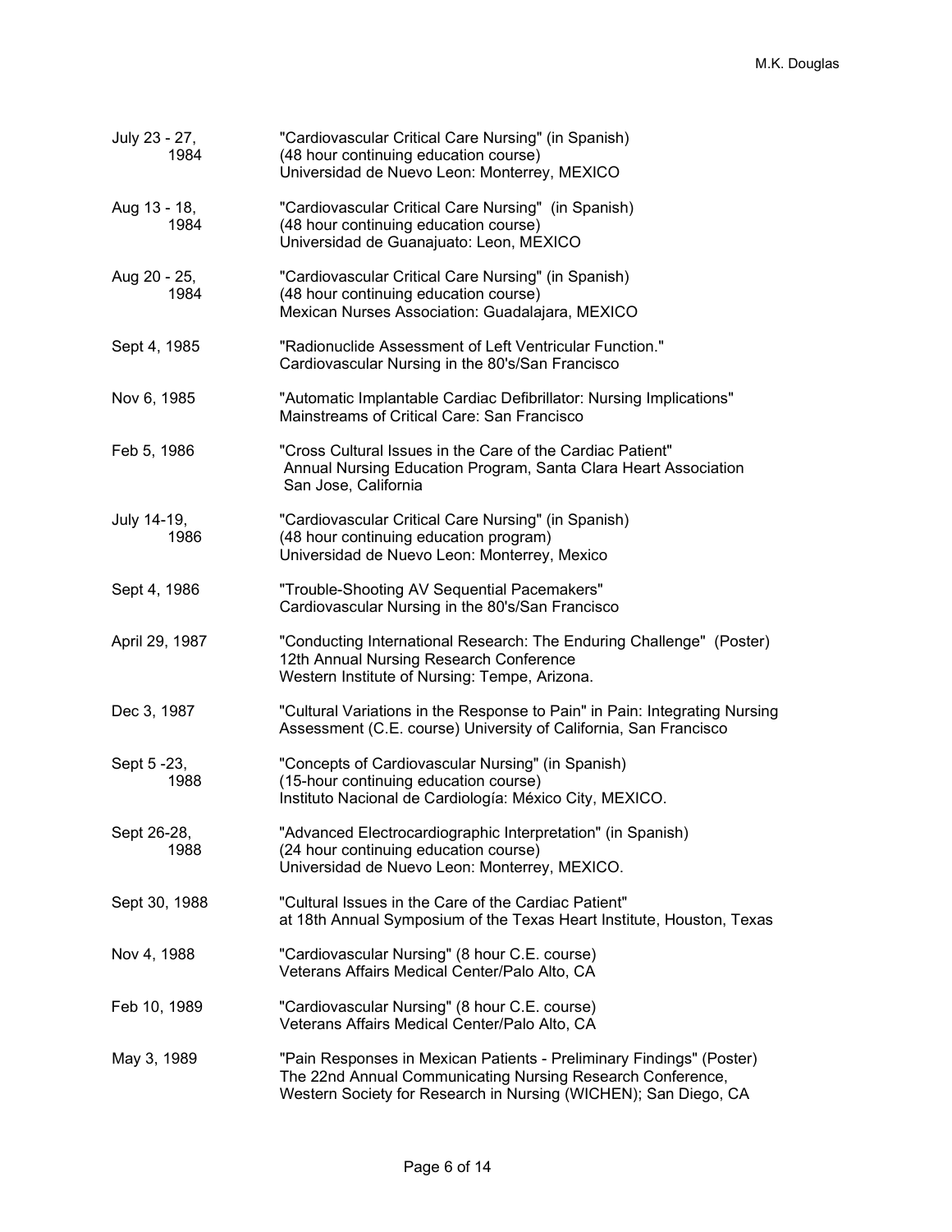| | |
|---|---|
| July 23 - 27, 1984 | "Cardiovascular Critical Care Nursing" (in Spanish)<br>(48 hour continuing education course)<br>Universidad de Nuevo Leon: Monterrey, MEXICO |
| Aug 13 - 18, 1984 | "Cardiovascular Critical Care Nursing" (in Spanish)<br>(48 hour continuing education course)<br>Universidad de Guanajuato: Leon, MEXICO |
| Aug 20 - 25, 1984 | "Cardiovascular Critical Care Nursing" (in Spanish)<br>(48 hour continuing education course)<br>Mexican Nurses Association: Guadalajara, MEXICO |
| Sept 4, 1985 | "Radionuclide Assessment of Left Ventricular Function."<br>Cardiovascular Nursing in the 80's/San Francisco |
| Nov 6, 1985 | "Automatic Implantable Cardiac Defibrillator: Nursing Implications"<br>Mainstreams of Critical Care: San Francisco |
| Feb 5, 1986 | "Cross Cultural Issues in the Care of the Cardiac Patient"<br>Annual Nursing Education Program, Santa Clara Heart Association<br>San Jose, California |
| July 14-19, 1986 | "Cardiovascular Critical Care Nursing" (in Spanish)<br>(48 hour continuing education program)<br>Universidad de Nuevo Leon: Monterrey, Mexico |
| Sept 4, 1986 | "Trouble-Shooting AV Sequential Pacemakers"<br>Cardiovascular Nursing in the 80's/San Francisco |
| April 29, 1987 | "Conducting International Research: The Enduring Challenge" (Poster)<br>12th Annual Nursing Research Conference<br>Western Institute of Nursing: Tempe, Arizona. |
| Dec 3, 1987 | "Cultural Variations in the Response to Pain" in Pain: Integrating Nursing Assessment (C.E. course) University of California, San Francisco |
| Sept 5 -23, 1988 | "Concepts of Cardiovascular Nursing" (in Spanish)<br>(15-hour continuing education course)<br>Instituto Nacional de Cardiología: México City, MEXICO. |
| Sept 26-28, 1988 | "Advanced Electrocardiographic Interpretation" (in Spanish)<br>(24 hour continuing education course)<br>Universidad de Nuevo Leon: Monterrey, MEXICO. |
| Sept 30, 1988 | "Cultural Issues in the Care of the Cardiac Patient"<br>at 18th Annual Symposium of the Texas Heart Institute, Houston, Texas |
| Nov 4, 1988 | "Cardiovascular Nursing" (8 hour C.E. course)<br>Veterans Affairs Medical Center/Palo Alto, CA |
| Feb 10, 1989 | "Cardiovascular Nursing" (8 hour C.E. course)<br>Veterans Affairs Medical Center/Palo Alto, CA |
| May 3, 1989 | "Pain Responses in Mexican Patients - Preliminary Findings" (Poster)<br>The 22nd Annual Communicating Nursing Research Conference,<br>Western Society for Research in Nursing (WICHEN); San Diego, CA |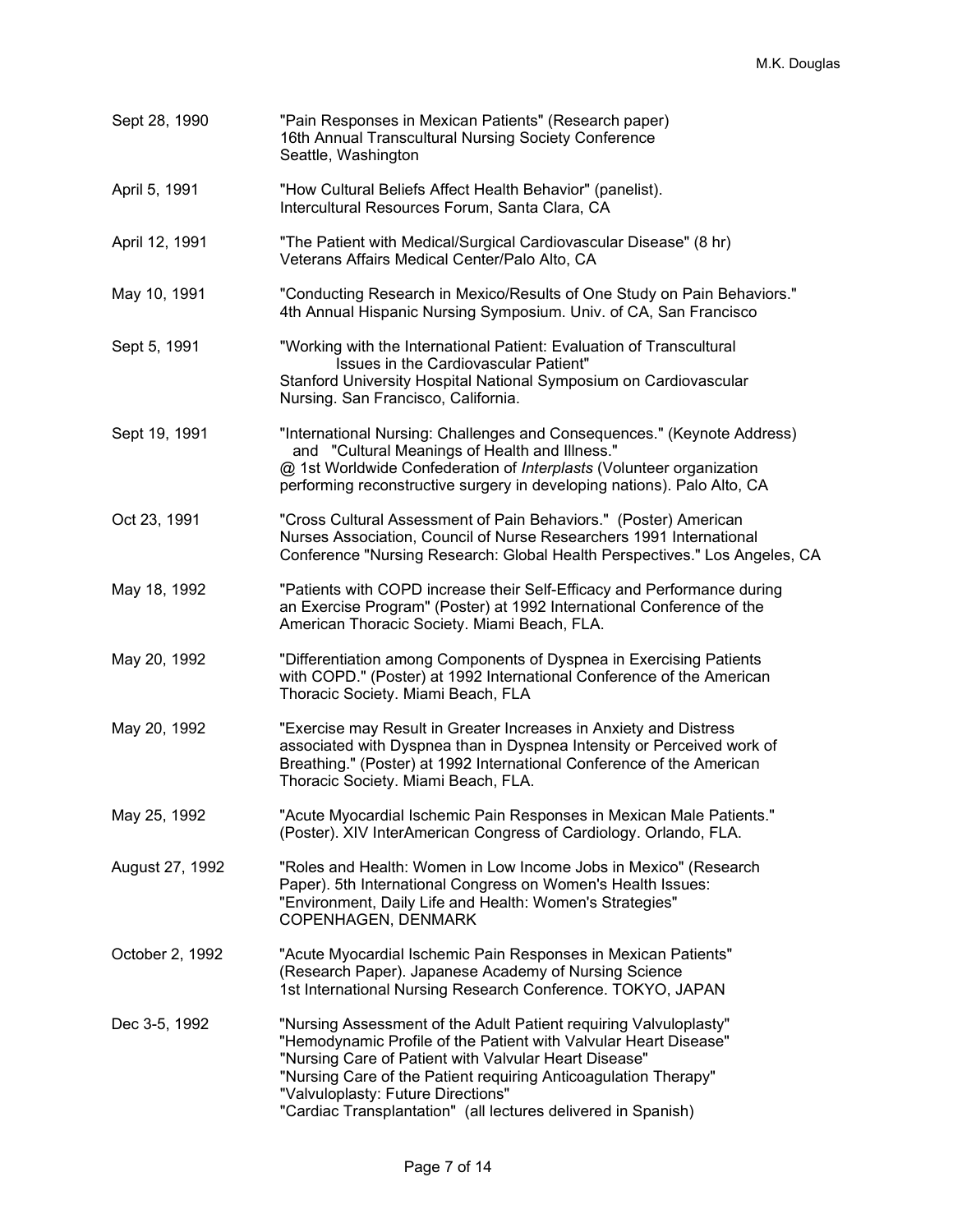| | |
|---|---|
| Sept 28, 1990 | "Pain Responses in Mexican Patients" (Research paper)<br>16th Annual Transcultural Nursing Society Conference<br>Seattle, Washington |
| April 5, 1991 | "How Cultural Beliefs Affect Health Behavior" (panelist).<br>Intercultural Resources Forum, Santa Clara, CA |
| April 12, 1991 | "The Patient with Medical/Surgical Cardiovascular Disease" (8 hr)<br>Veterans Affairs Medical Center/Palo Alto, CA |
| May 10, 1991 | "Conducting Research in Mexico/Results of One Study on Pain Behaviors."<br>4th Annual Hispanic Nursing Symposium. Univ. of CA, San Francisco |
| Sept 5, 1991 | "Working with the International Patient: Evaluation of Transcultural Issues in the Cardiovascular Patient"<br>Stanford University Hospital National Symposium on Cardiovascular Nursing. San Francisco, California. |
| Sept 19, 1991 | "International Nursing: Challenges and Consequences." (Keynote Address) and "Cultural Meanings of Health and Illness."<br>@ 1st Worldwide Confederation of *Interplasts* (Volunteer organization performing reconstructive surgery in developing nations). Palo Alto, CA |
| Oct 23, 1991 | "Cross Cultural Assessment of Pain Behaviors." (Poster) American Nurses Association, Council of Nurse Researchers 1991 International Conference "Nursing Research: Global Health Perspectives." Los Angeles, CA |
| May 18, 1992 | "Patients with COPD increase their Self-Efficacy and Performance during an Exercise Program" (Poster) at 1992 International Conference of the American Thoracic Society. Miami Beach, FLA. |
| May 20, 1992 | "Differentiation among Components of Dyspnea in Exercising Patients with COPD." (Poster) at 1992 International Conference of the American Thoracic Society. Miami Beach, FLA |
| May 20, 1992 | "Exercise may Result in Greater Increases in Anxiety and Distress associated with Dyspnea than in Dyspnea Intensity or Perceived work of Breathing." (Poster) at 1992 International Conference of the American Thoracic Society. Miami Beach, FLA. |
| May 25, 1992 | "Acute Myocardial Ischemic Pain Responses in Mexican Male Patients." (Poster). XIV InterAmerican Congress of Cardiology. Orlando, FLA. |
| August 27, 1992 | "Roles and Health: Women in Low Income Jobs in Mexico" (Research Paper). 5th International Congress on Women's Health Issues: "Environment, Daily Life and Health: Women's Strategies"<br>COPENHAGEN, DENMARK |
| October 2, 1992 | "Acute Myocardial Ischemic Pain Responses in Mexican Patients" (Research Paper). Japanese Academy of Nursing Science<br>1st International Nursing Research Conference. TOKYO, JAPAN |
| Dec 3-5, 1992 | "Nursing Assessment of the Adult Patient requiring Valvuloplasty"<br>"Hemodynamic Profile of the Patient with Valvular Heart Disease"<br>"Nursing Care of Patient with Valvular Heart Disease"<br>"Nursing Care of the Patient requiring Anticoagulation Therapy"<br>"Valvuloplasty: Future Directions"<br>"Cardiac Transplantation" (all lectures delivered in Spanish) |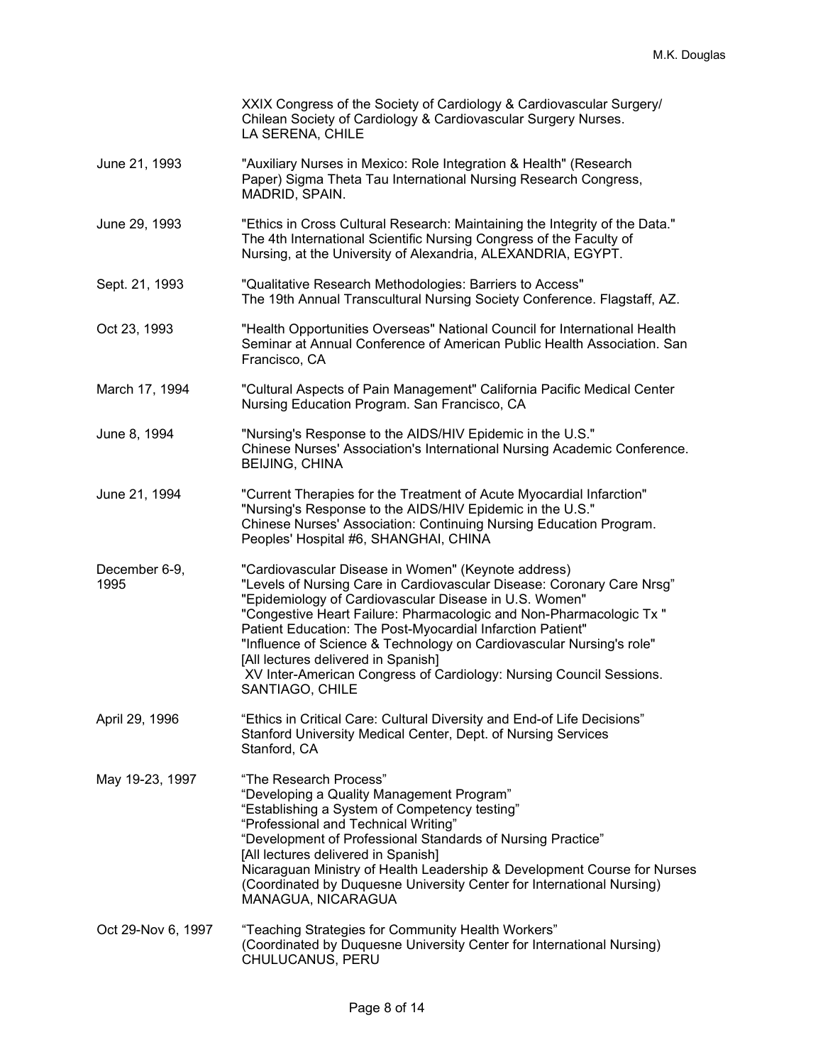| | |
|---|---|
| | XXIX Congress of the Society of Cardiology & Cardiovascular Surgery/ Chilean Society of Cardiology & Cardiovascular Surgery Nurses. LA SERENA, CHILE |
| June 21, 1993 | "Auxiliary Nurses in Mexico: Role Integration & Health" (Research Paper) Sigma Theta Tau International Nursing Research Congress, MADRID, SPAIN. |
| June 29, 1993 | "Ethics in Cross Cultural Research: Maintaining the Integrity of the Data." The 4th International Scientific Nursing Congress of the Faculty of Nursing, at the University of Alexandria, ALEXANDRIA, EGYPT. |
| Sept. 21, 1993 | "Qualitative Research Methodologies: Barriers to Access" The 19th Annual Transcultural Nursing Society Conference. Flagstaff, AZ. |
| Oct 23, 1993 | "Health Opportunities Overseas" National Council for International Health Seminar at Annual Conference of American Public Health Association. San Francisco, CA |
| March 17, 1994 | "Cultural Aspects of Pain Management" California Pacific Medical Center Nursing Education Program. San Francisco, CA |
| June 8, 1994 | "Nursing's Response to the AIDS/HIV Epidemic in the U.S." Chinese Nurses' Association's International Nursing Academic Conference. BEIJING, CHINA |
| June 21, 1994 | "Current Therapies for the Treatment of Acute Myocardial Infarction" "Nursing's Response to the AIDS/HIV Epidemic in the U.S." Chinese Nurses' Association: Continuing Nursing Education Program. Peoples' Hospital #6, SHANGHAI, CHINA |
| December 6-9, 1995 | "Cardiovascular Disease in Women" (Keynote address) "Levels of Nursing Care in Cardiovascular Disease: Coronary Care Nrsg" "Epidemiology of Cardiovascular Disease in U.S. Women" "Congestive Heart Failure: Pharmacologic and Non-Pharmacologic Tx " Patient Education: The Post-Myocardial Infarction Patient" "Influence of Science & Technology on Cardiovascular Nursing's role" [All lectures delivered in Spanish] XV Inter-American Congress of Cardiology: Nursing Council Sessions. SANTIAGO, CHILE |
| April 29, 1996 | "Ethics in Critical Care: Cultural Diversity and End-of Life Decisions" Stanford University Medical Center, Dept. of Nursing Services Stanford, CA |
| May 19-23, 1997 | "The Research Process" "Developing a Quality Management Program" "Establishing a System of Competency testing" "Professional and Technical Writing" "Development of Professional Standards of Nursing Practice" [All lectures delivered in Spanish] Nicaraguan Ministry of Health Leadership & Development Course for Nurses (Coordinated by Duquesne University Center for International Nursing) MANAGUA, NICARAGUA |
| Oct 29-Nov 6, 1997 | "Teaching Strategies for Community Health Workers" (Coordinated by Duquesne University Center for International Nursing) CHULUCANUS, PERU |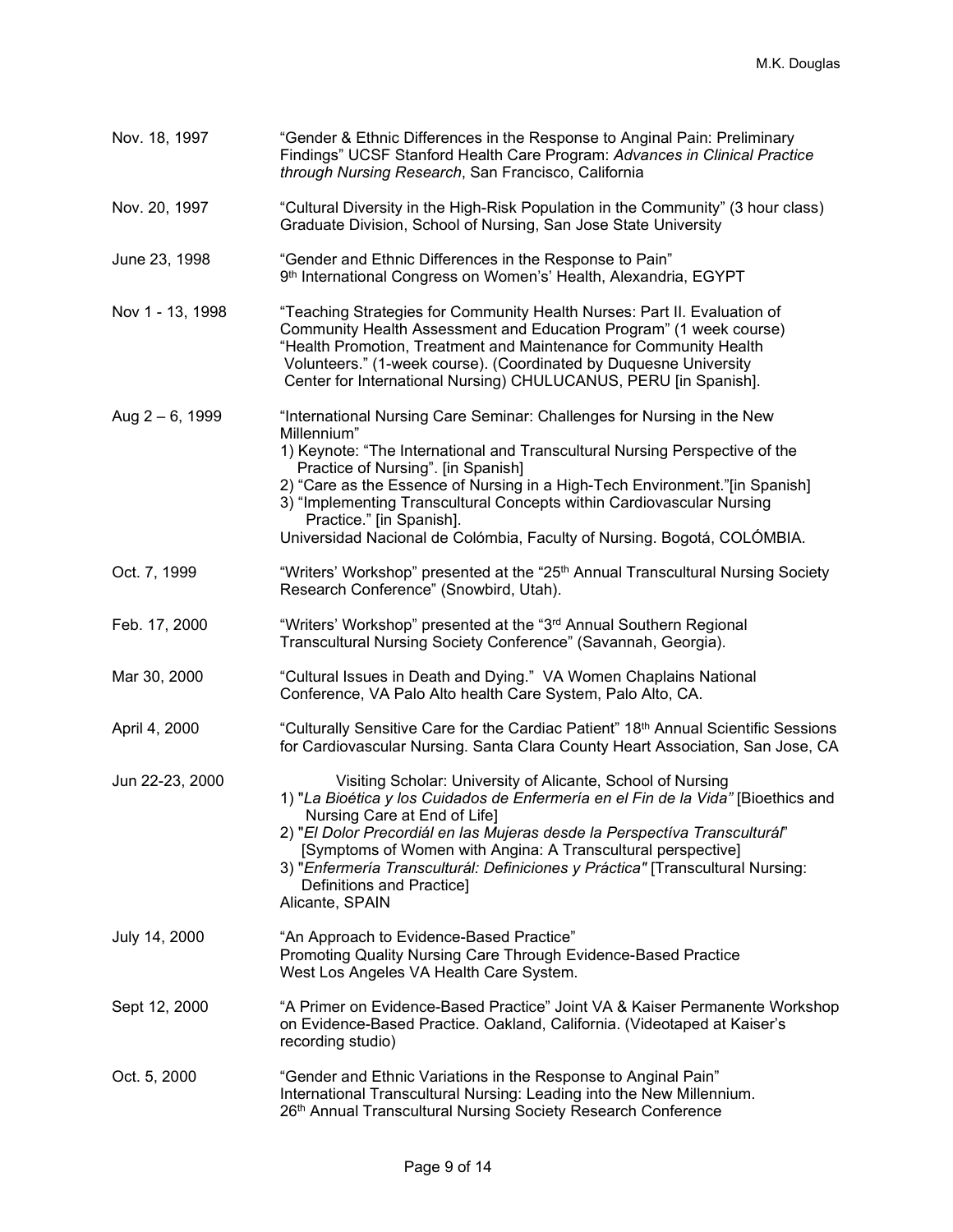| | |
|---|---|
| Nov. 18, 1997 | "Gender & Ethnic Differences in the Response to Anginal Pain: Preliminary Findings" UCSF Stanford Health Care Program: *Advances in Clinical Practice through Nursing Research*, San Francisco, California |
| Nov. 20, 1997 | "Cultural Diversity in the High-Risk Population in the Community" (3 hour class) Graduate Division, School of Nursing, San Jose State University |
| June 23, 1998 | "Gender and Ethnic Differences in the Response to Pain" 9th International Congress on Women's' Health, Alexandria, EGYPT |
| Nov 1 - 13, 1998 | "Teaching Strategies for Community Health Nurses: Part II. Evaluation of Community Health Assessment and Education Program" (1 week course) "Health Promotion, Treatment and Maintenance for Community Health Volunteers." (1-week course). (Coordinated by Duquesne University Center for International Nursing) CHULUCANUS, PERU [in Spanish]. |
| Aug 2 – 6, 1999 | "International Nursing Care Seminar: Challenges for Nursing in the New Millennium"<br>1) Keynote: "The International and Transcultural Nursing Perspective of the Practice of Nursing". [in Spanish]<br>2) "Care as the Essence of Nursing in a High-Tech Environment."[in Spanish]<br>3) "Implementing Transcultural Concepts within Cardiovascular Nursing Practice." [in Spanish].<br>Universidad Nacional de Colómbia, Faculty of Nursing. Bogotá, COLÓMBIA. |
| Oct. 7, 1999 | "Writers' Workshop" presented at the "25th Annual Transcultural Nursing Society Research Conference" (Snowbird, Utah). |
| Feb. 17, 2000 | "Writers' Workshop" presented at the "3rd Annual Southern Regional Transcultural Nursing Society Conference" (Savannah, Georgia). |
| Mar 30, 2000 | "Cultural Issues in Death and Dying." VA Women Chaplains National Conference, VA Palo Alto health Care System, Palo Alto, CA. |
| April 4, 2000 | "Culturally Sensitive Care for the Cardiac Patient" 18th Annual Scientific Sessions for Cardiovascular Nursing. Santa Clara County Heart Association, San Jose, CA |
| Jun 22-23, 2000 | Visiting Scholar: University of Alicante, School of Nursing<br>1) "*La Bioética y los Cuidados de Enfermería en el Fin de la Vida"* [Bioethics and Nursing Care at End of Life]<br>2) "*El Dolor Precordiál en las Mujeras desde la Perspectíva Transculturál*" [Symptoms of Women with Angina: A Transcultural perspective]<br>3) "*Enfermería Transculturál: Definiciones y Práctica"* [Transcultural Nursing: Definitions and Practice]<br>Alicante, SPAIN |
| July 14, 2000 | "An Approach to Evidence-Based Practice"<br>Promoting Quality Nursing Care Through Evidence-Based Practice<br>West Los Angeles VA Health Care System. |
| Sept 12, 2000 | "A Primer on Evidence-Based Practice" Joint VA & Kaiser Permanente Workshop on Evidence-Based Practice. Oakland, California. (Videotaped at Kaiser's recording studio) |
| Oct. 5, 2000 | "Gender and Ethnic Variations in the Response to Anginal Pain"<br>International Transcultural Nursing: Leading into the New Millennium.<br>26th Annual Transcultural Nursing Society Research Conference |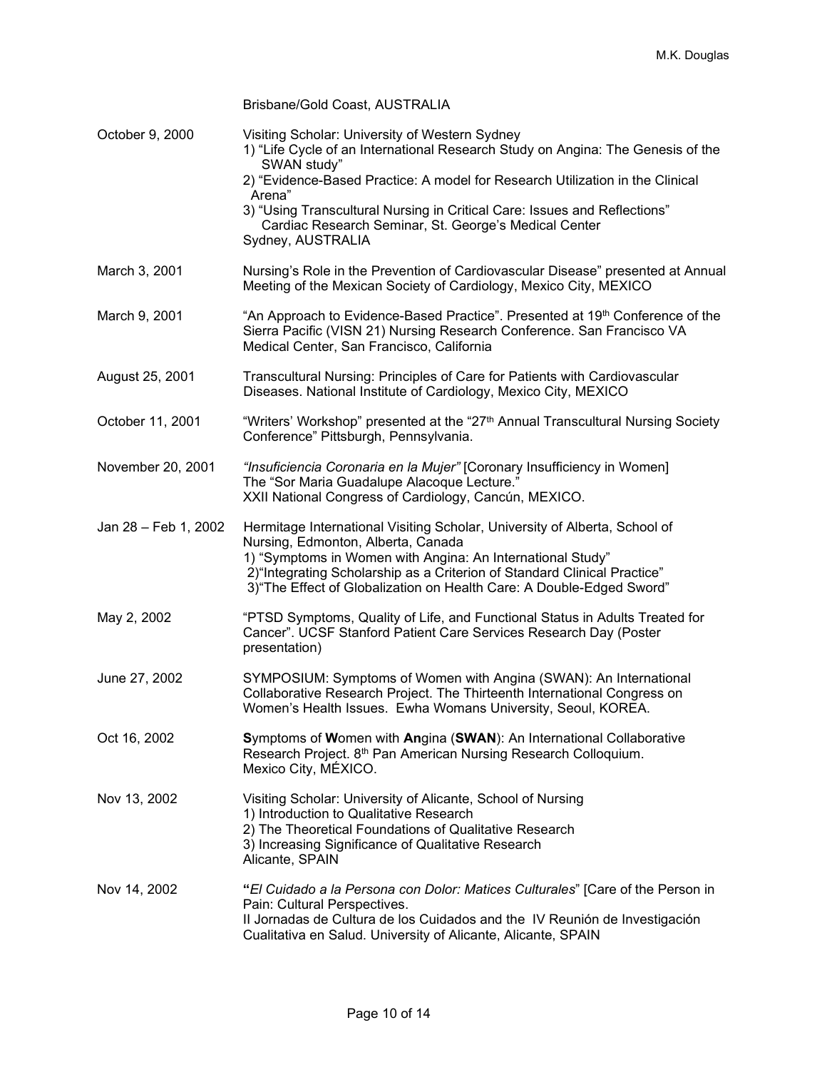| | |
|---|---|
| | Brisbane/Gold Coast, AUSTRALIA |
| October 9, 2000 | Visiting Scholar: University of Western Sydney<br>1) "Life Cycle of an International Research Study on Angina: The Genesis of the SWAN study"<br>2) "Evidence-Based Practice: A model for Research Utilization in the Clinical Arena"<br>3) "Using Transcultural Nursing in Critical Care: Issues and Reflections" Cardiac Research Seminar, St. George's Medical Center<br>Sydney, AUSTRALIA |
| March 3, 2001 | Nursing's Role in the Prevention of Cardiovascular Disease" presented at Annual Meeting of the Mexican Society of Cardiology, Mexico City, MEXICO |
| March 9, 2001 | "An Approach to Evidence-Based Practice". Presented at 19th Conference of the Sierra Pacific (VISN 21) Nursing Research Conference. San Francisco VA Medical Center, San Francisco, California |
| August 25, 2001 | Transcultural Nursing: Principles of Care for Patients with Cardiovascular Diseases. National Institute of Cardiology, Mexico City, MEXICO |
| October 11, 2001 | "Writers' Workshop" presented at the "27th Annual Transcultural Nursing Society Conference" Pittsburgh, Pennsylvania. |
| November 20, 2001 | *"Insuficiencia Coronaria en la Mujer"* [Coronary Insufficiency in Women]<br>The "Sor Maria Guadalupe Alacoque Lecture."<br>XXII National Congress of Cardiology, Cancún, MEXICO. |
| Jan 28 – Feb 1, 2002 | Hermitage International Visiting Scholar, University of Alberta, School of Nursing, Edmonton, Alberta, Canada<br>1) "Symptoms in Women with Angina: An International Study"<br>2)"Integrating Scholarship as a Criterion of Standard Clinical Practice"<br>3)"The Effect of Globalization on Health Care: A Double-Edged Sword" |
| May 2, 2002 | "PTSD Symptoms, Quality of Life, and Functional Status in Adults Treated for Cancer". UCSF Stanford Patient Care Services Research Day (Poster presentation) |
| June 27, 2002 | SYMPOSIUM: Symptoms of Women with Angina (SWAN): An International Collaborative Research Project. The Thirteenth International Congress on Women's Health Issues. Ewha Womans University, Seoul, KOREA. |
| Oct 16, 2002 | **S**ymptoms of **W**omen with **An**gina (**SWAN**): An International Collaborative Research Project. 8th Pan American Nursing Research Colloquium.<br>Mexico City, MÉXICO. |
| Nov 13, 2002 | Visiting Scholar: University of Alicante, School of Nursing<br>1) Introduction to Qualitative Research<br>2) The Theoretical Foundations of Qualitative Research<br>3) Increasing Significance of Qualitative Research<br>Alicante, SPAIN |
| Nov 14, 2002 | **"***El Cuidado a la Persona con Dolor: Matices Culturales*" [Care of the Person in Pain: Cultural Perspectives.<br>II Jornadas de Cultura de los Cuidados and the IV Reunión de Investigación Cualitativa en Salud. University of Alicante, Alicante, SPAIN |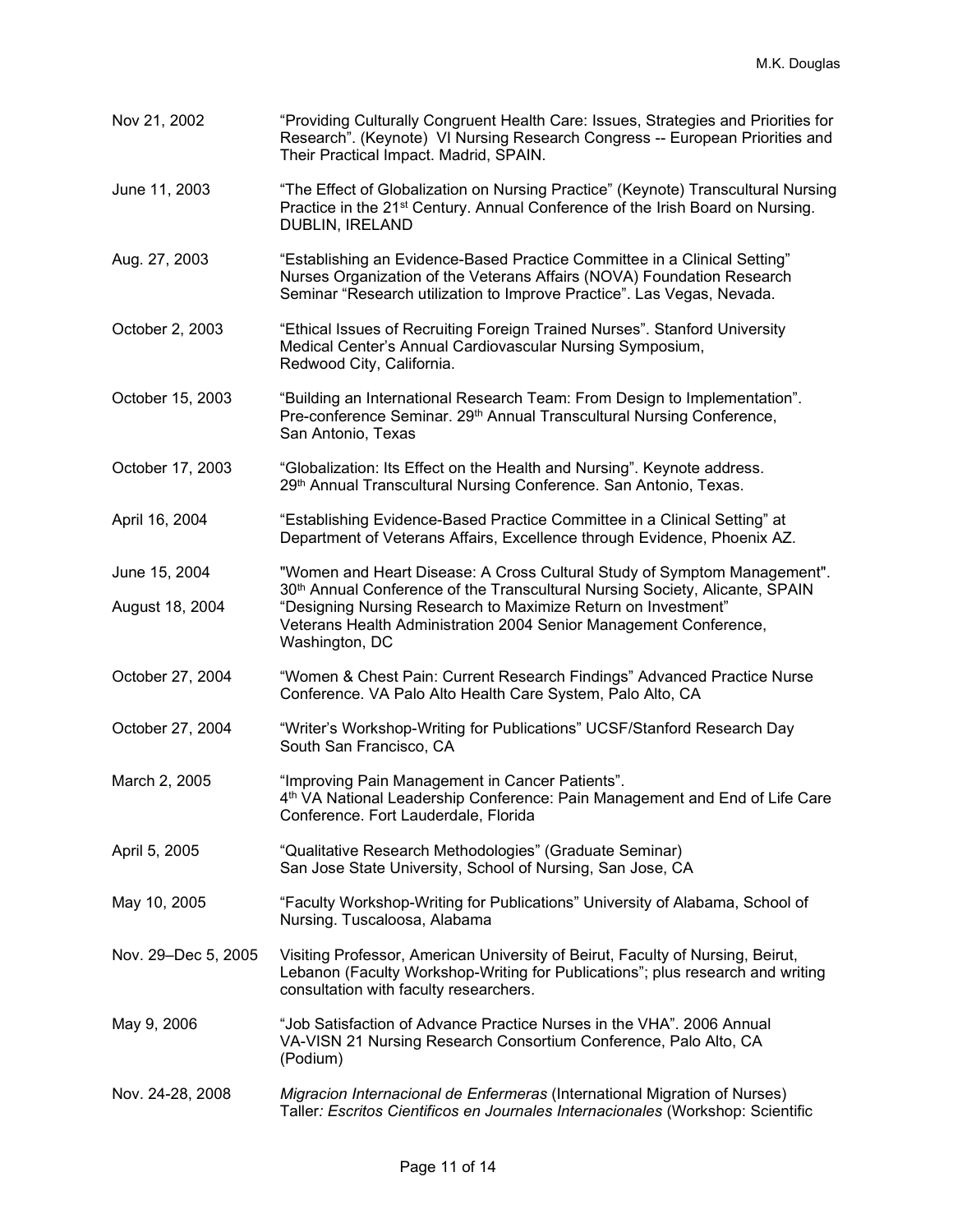| | |
|---|---|
| Nov 21, 2002 | "Providing Culturally Congruent Health Care: Issues, Strategies and Priorities for Research". (Keynote) VI Nursing Research Congress -- European Priorities and Their Practical Impact. Madrid, SPAIN. |
| June 11, 2003 | "The Effect of Globalization on Nursing Practice" (Keynote) Transcultural Nursing Practice in the 21st Century. Annual Conference of the Irish Board on Nursing. DUBLIN, IRELAND |
| Aug. 27, 2003 | "Establishing an Evidence-Based Practice Committee in a Clinical Setting" Nurses Organization of the Veterans Affairs (NOVA) Foundation Research Seminar "Research utilization to Improve Practice". Las Vegas, Nevada. |
| October 2, 2003 | "Ethical Issues of Recruiting Foreign Trained Nurses". Stanford University Medical Center's Annual Cardiovascular Nursing Symposium, Redwood City, California. |
| October 15, 2003 | "Building an International Research Team: From Design to Implementation". Pre-conference Seminar. 29th Annual Transcultural Nursing Conference, San Antonio, Texas |
| October 17, 2003 | "Globalization: Its Effect on the Health and Nursing". Keynote address. 29th Annual Transcultural Nursing Conference. San Antonio, Texas. |
| April 16, 2004 | "Establishing Evidence-Based Practice Committee in a Clinical Setting" at Department of Veterans Affairs, Excellence through Evidence, Phoenix AZ. |
| June 15, 2004 | "Women and Heart Disease: A Cross Cultural Study of Symptom Management". 30th Annual Conference of the Transcultural Nursing Society, Alicante, SPAIN |
| August 18, 2004 | "Designing Nursing Research to Maximize Return on Investment" Veterans Health Administration 2004 Senior Management Conference, Washington, DC |
| October 27, 2004 | "Women & Chest Pain: Current Research Findings" Advanced Practice Nurse Conference. VA Palo Alto Health Care System, Palo Alto, CA |
| October 27, 2004 | "Writer's Workshop-Writing for Publications" UCSF/Stanford Research Day South San Francisco, CA |
| March 2, 2005 | "Improving Pain Management in Cancer Patients". 4th VA National Leadership Conference: Pain Management and End of Life Care Conference. Fort Lauderdale, Florida |
| April 5, 2005 | "Qualitative Research Methodologies" (Graduate Seminar) San Jose State University, School of Nursing, San Jose, CA |
| May 10, 2005 | "Faculty Workshop-Writing for Publications" University of Alabama, School of Nursing. Tuscaloosa, Alabama |
| Nov. 29–Dec 5, 2005 | Visiting Professor, American University of Beirut, Faculty of Nursing, Beirut, Lebanon (Faculty Workshop-Writing for Publications"; plus research and writing consultation with faculty researchers. |
| May 9, 2006 | "Job Satisfaction of Advance Practice Nurses in the VHA". 2006 Annual VA-VISN 21 Nursing Research Consortium Conference, Palo Alto, CA (Podium) |
| Nov. 24-28, 2008 | *Migracion Internacional de Enfermeras* (International Migration of Nurses) Taller*: Escritos Cientificos en Journales Internacionales* (Workshop: Scientific |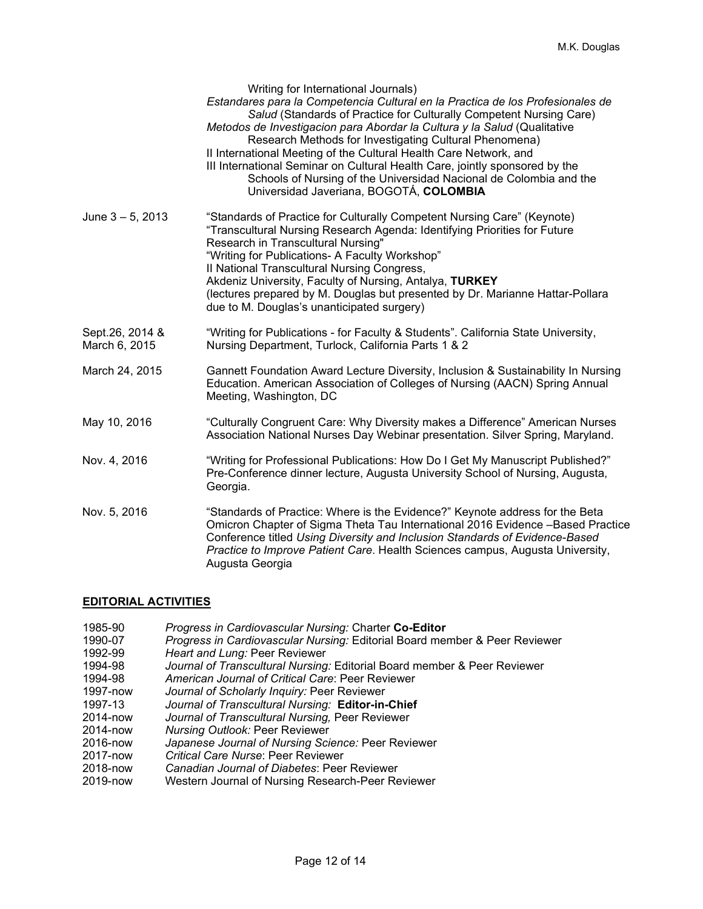| | |
|---|---|
| | Writing for International Journals)<br>*Estandares para la Competencia Cultural en la Practica de los Profesionales de Salud* (Standards of Practice for Culturally Competent Nursing Care)<br>*Metodos de Investigacion para Abordar la Cultura y la Salud* (Qualitative Research Methods for Investigating Cultural Phenomena)<br>II International Meeting of the Cultural Health Care Network, and<br>III International Seminar on Cultural Health Care, jointly sponsored by the Schools of Nursing of the Universidad Nacional de Colombia and the Universidad Javeriana, BOGOTÁ, **COLOMBIA** |
| June 3 – 5, 2013 | “Standards of Practice for Culturally Competent Nursing Care” (Keynote)<br>“Transcultural Nursing Research Agenda: Identifying Priorities for Future Research in Transcultural Nursing"<br>“Writing for Publications- A Faculty Workshop”<br>II National Transcultural Nursing Congress,<br>Akdeniz University, Faculty of Nursing, Antalya, **TURKEY**<br>(lectures prepared by M. Douglas but presented by Dr. Marianne Hattar-Pollara due to M. Douglas's unanticipated surgery) |
| Sept.26, 2014 & March 6, 2015 | “Writing for Publications - for Faculty & Students”. California State University, Nursing Department, Turlock, California Parts 1 & 2 |
| March 24, 2015 | Gannett Foundation Award Lecture Diversity, Inclusion & Sustainability In Nursing Education. American Association of Colleges of Nursing (AACN) Spring Annual Meeting, Washington, DC |
| May 10, 2016 | “Culturally Congruent Care: Why Diversity makes a Difference” American Nurses Association National Nurses Day Webinar presentation. Silver Spring, Maryland. |
| Nov. 4, 2016 | “Writing for Professional Publications: How Do I Get My Manuscript Published?” Pre-Conference dinner lecture, Augusta University School of Nursing, Augusta, Georgia. |
| Nov. 5, 2016 | “Standards of Practice: Where is the Evidence?” Keynote address for the Beta Omicron Chapter of Sigma Theta Tau International 2016 Evidence –Based Practice Conference titled *Using Diversity and Inclusion Standards of Evidence-Based Practice to Improve Patient Care*. Health Sciences campus, Augusta University, Augusta Georgia |

## EDITORIAL ACTIVITIES

| | |
|---|---|
| 1985-90 | *Progress in Cardiovascular Nursing:* Charter **Co-Editor** |
| 1990-07 | *Progress in Cardiovascular Nursing:* Editorial Board member & Peer Reviewer |
| 1992-99 | *Heart and Lung:* Peer Reviewer |
| 1994-98 | *Journal of Transcultural Nursing:* Editorial Board member & Peer Reviewer |
| 1994-98 | *American Journal of Critical Care*: Peer Reviewer |
| 1997-now | *Journal of Scholarly Inquiry:* Peer Reviewer |
| 1997-13 | *Journal of Transcultural Nursing:* **Editor-in-Chief** |
| 2014-now | *Journal of Transcultural Nursing,* Peer Reviewer |
| 2014-now | *Nursing Outlook:* Peer Reviewer |
| 2016-now | *Japanese Journal of Nursing Science:* Peer Reviewer |
| 2017-now | *Critical Care Nurse*: Peer Reviewer |
| 2018-now | *Canadian Journal of Diabetes*: Peer Reviewer |
| 2019-now | Western Journal of Nursing Research-Peer Reviewer |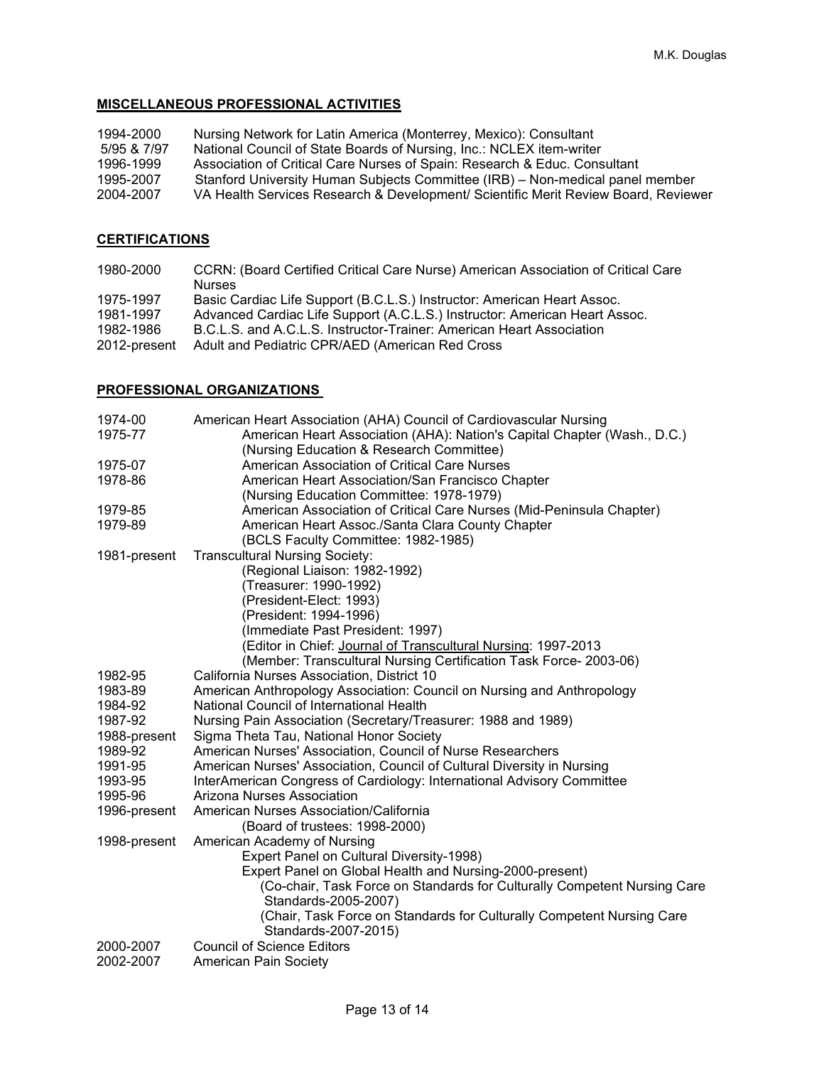## MISCELLANEOUS PROFESSIONAL ACTIVITIES

| | |
|---|---|
| 1994-2000 | Nursing Network for Latin America (Monterrey, Mexico): Consultant |
| 5/95 & 7/97 | National Council of State Boards of Nursing, Inc.: NCLEX item-writer |
| 1996-1999 | Association of Critical Care Nurses of Spain: Research & Educ. Consultant |
| 1995-2007 | Stanford University Human Subjects Committee (IRB) – Non-medical panel member |
| 2004-2007 | VA Health Services Research & Development/ Scientific Merit Review Board, Reviewer |

## CERTIFICATIONS

| | |
|---|---|
| 1980-2000 | CCRN: (Board Certified Critical Care Nurse) American Association of Critical Care Nurses |
| 1975-1997 | Basic Cardiac Life Support (B.C.L.S.) Instructor: American Heart Assoc. |
| 1981-1997 | Advanced Cardiac Life Support (A.C.L.S.) Instructor: American Heart Assoc. |
| 1982-1986 | B.C.L.S. and A.C.L.S. Instructor-Trainer: American Heart Association |
| 2012-present | Adult and Pediatric CPR/AED (American Red Cross |

## PROFESSIONAL ORGANIZATIONS

| | |
|---|---|
| 1974-00 | American Heart Association (AHA) Council of Cardiovascular Nursing |
| 1975-77 | American Heart Association (AHA): Nation's Capital Chapter (Wash., D.C.) (Nursing Education & Research Committee) |
| 1975-07 | American Association of Critical Care Nurses |
| 1978-86 | American Heart Association/San Francisco Chapter (Nursing Education Committee: 1978-1979) |
| 1979-85 | American Association of Critical Care Nurses (Mid-Peninsula Chapter) |
| 1979-89 | American Heart Assoc./Santa Clara County Chapter (BCLS Faculty Committee: 1982-1985) |
| 1981-present | Transcultural Nursing Society: (Regional Liaison: 1982-1992) (Treasurer: 1990-1992) (President-Elect: 1993) (President: 1994-1996) (Immediate Past President: 1997) (Editor in Chief: Journal of Transcultural Nursing: 1997-2013 (Member: Transcultural Nursing Certification Task Force- 2003-06) |
| 1982-95 | California Nurses Association, District 10 |
| 1983-89 | American Anthropology Association: Council on Nursing and Anthropology |
| 1984-92 | National Council of International Health |
| 1987-92 | Nursing Pain Association (Secretary/Treasurer: 1988 and 1989) |
| 1988-present | Sigma Theta Tau, National Honor Society |
| 1989-92 | American Nurses' Association, Council of Nurse Researchers |
| 1991-95 | American Nurses' Association, Council of Cultural Diversity in Nursing |
| 1993-95 | InterAmerican Congress of Cardiology: International Advisory Committee |
| 1995-96 | Arizona Nurses Association |
| 1996-present | American Nurses Association/California (Board of trustees: 1998-2000) |
| 1998-present | American Academy of Nursing Expert Panel on Cultural Diversity-1998) Expert Panel on Global Health and Nursing-2000-present) (Co-chair, Task Force on Standards for Culturally Competent Nursing Care Standards-2005-2007) (Chair, Task Force on Standards for Culturally Competent Nursing Care Standards-2007-2015) |
| 2000-2007 | Council of Science Editors |
| 2002-2007 | American Pain Society |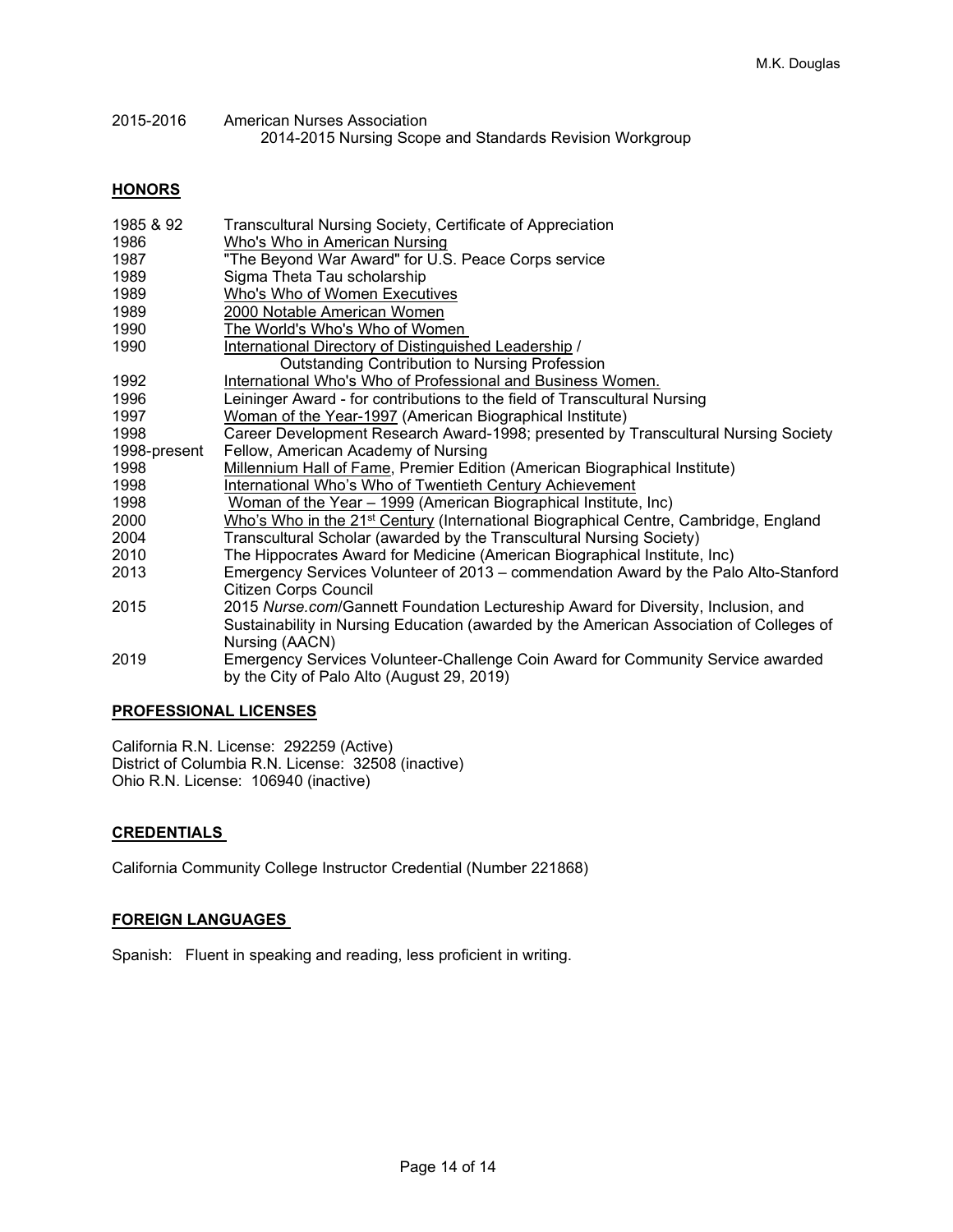2015-2016 American Nurses Association
2014-2015 Nursing Scope and Standards Revision Workgroup

## HONORS

| | |
|---|---|
| 1985 & 92 | Transcultural Nursing Society, Certificate of Appreciation |
| 1986 | Who's Who in American Nursing |
| 1987 | "The Beyond War Award" for U.S. Peace Corps service |
| 1989 | Sigma Theta Tau scholarship |
| 1989 | Who's Who of Women Executives |
| 1989 | 2000 Notable American Women |
| 1990 | The World's Who's Who of Women |
| 1990 | International Directory of Distinguished Leadership / Outstanding Contribution to Nursing Profession |
| 1992 | International Who's Who of Professional and Business Women. |
| 1996 | Leininger Award - for contributions to the field of Transcultural Nursing |
| 1997 | Woman of the Year-1997 (American Biographical Institute) |
| 1998 | Career Development Research Award-1998; presented by Transcultural Nursing Society |
| 1998-present | Fellow, American Academy of Nursing |
| 1998 | Millennium Hall of Fame, Premier Edition (American Biographical Institute) |
| 1998 | International Who's Who of Twentieth Century Achievement |
| 1998 | Woman of the Year – 1999 (American Biographical Institute, Inc) |
| 2000 | Who's Who in the 21st Century (International Biographical Centre, Cambridge, England |
| 2004 | Transcultural Scholar (awarded by the Transcultural Nursing Society) |
| 2010 | The Hippocrates Award for Medicine (American Biographical Institute, Inc) |
| 2013 | Emergency Services Volunteer of 2013 – commendation Award by the Palo Alto-Stanford Citizen Corps Council |
| 2015 | 2015 *Nurse.com*/Gannett Foundation Lectureship Award for Diversity, Inclusion, and Sustainability in Nursing Education (awarded by the American Association of Colleges of Nursing (AACN) |
| 2019 | Emergency Services Volunteer-Challenge Coin Award for Community Service awarded by the City of Palo Alto (August 29, 2019) |

## PROFESSIONAL LICENSES

California R.N. License: 292259 (Active)
District of Columbia R.N. License: 32508 (inactive)
Ohio R.N. License: 106940 (inactive)

## CREDENTIALS

California Community College Instructor Credential (Number 221868)

## FOREIGN LANGUAGES

Spanish: Fluent in speaking and reading, less proficient in writing.